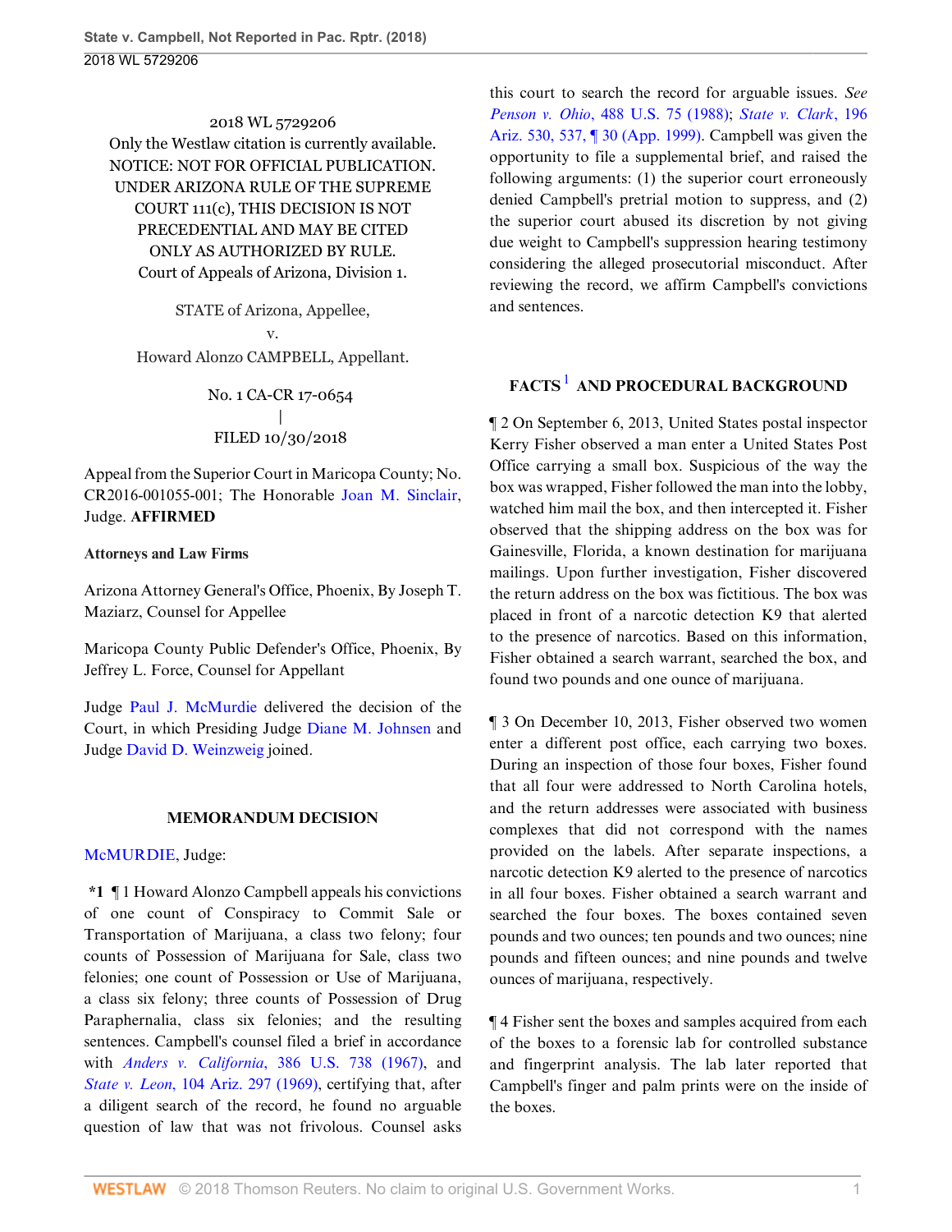2018 WL 5729206

Only the Westlaw citation is currently available.

NOTICE: NOT FOR OFFICIAL PUBLICATION. UNDER ARIZONA RULE OF THE SUPREME COURT 111(c), THIS DECISION IS NOT PRECEDENTIAL AND MAY BE CITED ONLY AS AUTHORIZED BY RULE.

Court of Appeals of Arizona, Division 1.

STATE of Arizona, Appellee,

v.

Howard Alonzo CAMPBELL, Appellant.

No. 1 CA-CR 17-0654

|

FILED 10/30/2018

Appeal from the Superior Court in Maricopa County; No. CR2016-001055-001; The Honorable Joan M. Sinclair, Judge. **AFFIRMED**

**Attorneys and Law Firms**

Arizona Attorney General's Office, Phoenix, By Joseph T. Maziarz, Counsel for Appellee

Maricopa County Public Defender's Office, Phoenix, By Jeffrey L. Force, Counsel for Appellant

Judge Paul J. McMurdie delivered the decision of the Court, in which Presiding Judge Diane M. Johnsen and Judge David D. Weinzweig joined.

## MEMORANDUM DECISION

McMURDIE, Judge:

**\*1** ¶ 1 Howard Alonzo Campbell appeals his convictions of one count of Conspiracy to Commit Sale or Transportation of Marijuana, a class two felony; four counts of Possession of Marijuana for Sale, class two felonies; one count of Possession or Use of Marijuana, a class six felony; three counts of Possession of Drug Paraphernalia, class six felonies; and the resulting sentences. Campbell's counsel filed a brief in accordance with *Anders v. California*, 386 U.S. 738 (1967), and *State v. Leon*, 104 Ariz. 297 (1969), certifying that, after a diligent search of the record, he found no arguable question of law that was not frivolous. Counsel asks this court to search the record for arguable issues. *See Penson v. Ohio*, 488 U.S. 75 (1988); *State v. Clark*, 196 Ariz. 530, 537, ¶ 30 (App. 1999). Campbell was given the opportunity to file a supplemental brief, and raised the following arguments: (1) the superior court erroneously denied Campbell's pretrial motion to suppress, and (2) the superior court abused its discretion by not giving due weight to Campbell's suppression hearing testimony considering the alleged prosecutorial misconduct. After reviewing the record, we affirm Campbell's convictions and sentences.

## FACTS[1] AND PROCEDURAL BACKGROUND

¶ 2 On September 6, 2013, United States postal inspector Kerry Fisher observed a man enter a United States Post Office carrying a small box. Suspicious of the way the box was wrapped, Fisher followed the man into the lobby, watched him mail the box, and then intercepted it. Fisher observed that the shipping address on the box was for Gainesville, Florida, a known destination for marijuana mailings. Upon further investigation, Fisher discovered the return address on the box was fictitious. The box was placed in front of a narcotic detection K9 that alerted to the presence of narcotics. Based on this information, Fisher obtained a search warrant, searched the box, and found two pounds and one ounce of marijuana.

¶ 3 On December 10, 2013, Fisher observed two women enter a different post office, each carrying two boxes. During an inspection of those four boxes, Fisher found that all four were addressed to North Carolina hotels, and the return addresses were associated with business complexes that did not correspond with the names provided on the labels. After separate inspections, a narcotic detection K9 alerted to the presence of narcotics in all four boxes. Fisher obtained a search warrant and searched the four boxes. The boxes contained seven pounds and two ounces; ten pounds and two ounces; nine pounds and fifteen ounces; and nine pounds and twelve ounces of marijuana, respectively.

¶ 4 Fisher sent the boxes and samples acquired from each of the boxes to a forensic lab for controlled substance and fingerprint analysis. The lab later reported that Campbell's finger and palm prints were on the inside of the boxes.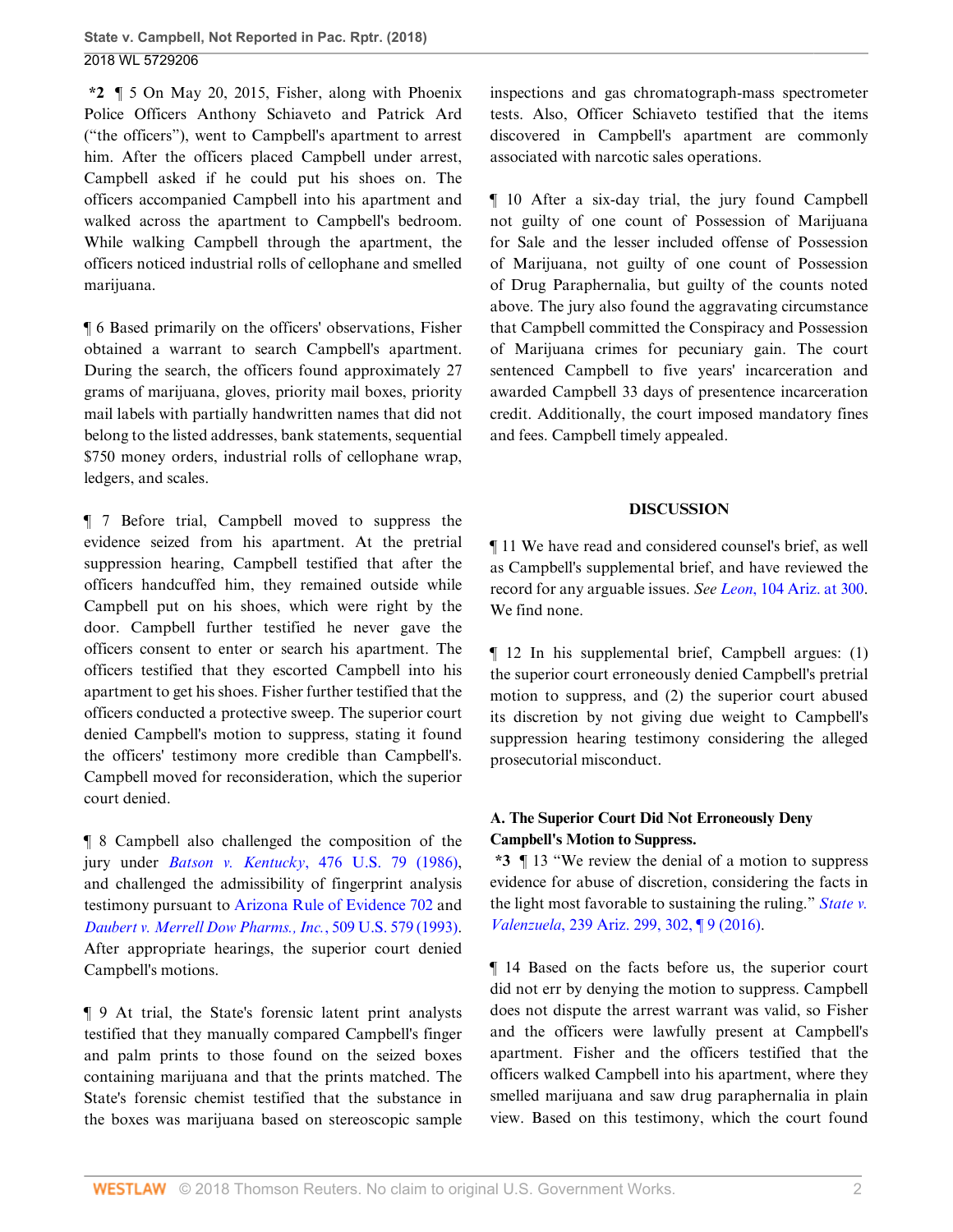**\*2** ¶ 5 On May 20, 2015, Fisher, along with Phoenix Police Officers Anthony Schiaveto and Patrick Ard ("the officers"), went to Campbell's apartment to arrest him. After the officers placed Campbell under arrest, Campbell asked if he could put his shoes on. The officers accompanied Campbell into his apartment and walked across the apartment to Campbell's bedroom. While walking Campbell through the apartment, the officers noticed industrial rolls of cellophane and smelled marijuana.

¶ 6 Based primarily on the officers' observations, Fisher obtained a warrant to search Campbell's apartment. During the search, the officers found approximately 27 grams of marijuana, gloves, priority mail boxes, priority mail labels with partially handwritten names that did not belong to the listed addresses, bank statements, sequential $750 money orders, industrial rolls of cellophane wrap, ledgers, and scales.

¶ 7 Before trial, Campbell moved to suppress the evidence seized from his apartment. At the pretrial suppression hearing, Campbell testified that after the officers handcuffed him, they remained outside while Campbell put on his shoes, which were right by the door. Campbell further testified he never gave the officers consent to enter or search his apartment. The officers testified that they escorted Campbell into his apartment to get his shoes. Fisher further testified that the officers conducted a protective sweep. The superior court denied Campbell's motion to suppress, stating it found the officers' testimony more credible than Campbell's. Campbell moved for reconsideration, which the superior court denied.

¶ 8 Campbell also challenged the composition of the jury under *Batson v. Kentucky*, 476 U.S. 79 (1986), and challenged the admissibility of fingerprint analysis testimony pursuant to Arizona Rule of Evidence 702 and *Daubert v. Merrell Dow Pharms., Inc.*, 509 U.S. 579 (1993). After appropriate hearings, the superior court denied Campbell's motions.

¶ 9 At trial, the State's forensic latent print analysts testified that they manually compared Campbell's finger and palm prints to those found on the seized boxes containing marijuana and that the prints matched. The State's forensic chemist testified that the substance in the boxes was marijuana based on stereoscopic sample inspections and gas chromatograph-mass spectrometer tests. Also, Officer Schiaveto testified that the items discovered in Campbell's apartment are commonly associated with narcotic sales operations.

¶ 10 After a six-day trial, the jury found Campbell not guilty of one count of Possession of Marijuana for Sale and the lesser included offense of Possession of Marijuana, not guilty of one count of Possession of Drug Paraphernalia, but guilty of the counts noted above. The jury also found the aggravating circumstance that Campbell committed the Conspiracy and Possession of Marijuana crimes for pecuniary gain. The court sentenced Campbell to five years' incarceration and awarded Campbell 33 days of presentence incarceration credit. Additionally, the court imposed mandatory fines and fees. Campbell timely appealed.

## DISCUSSION

¶ 11 We have read and considered counsel's brief, as well as Campbell's supplemental brief, and have reviewed the record for any arguable issues. *See Leon*, 104 Ariz. at 300. We find none.

¶ 12 In his supplemental brief, Campbell argues: (1) the superior court erroneously denied Campbell's pretrial motion to suppress, and (2) the superior court abused its discretion by not giving due weight to Campbell's suppression hearing testimony considering the alleged prosecutorial misconduct.

### A. The Superior Court Did Not Erroneously Deny Campbell's Motion to Suppress.

**\*3** ¶ 13 "We review the denial of a motion to suppress evidence for abuse of discretion, considering the facts in the light most favorable to sustaining the ruling." *State v. Valenzuela*, 239 Ariz. 299, 302, ¶ 9 (2016).

¶ 14 Based on the facts before us, the superior court did not err by denying the motion to suppress. Campbell does not dispute the arrest warrant was valid, so Fisher and the officers were lawfully present at Campbell's apartment. Fisher and the officers testified that the officers walked Campbell into his apartment, where they smelled marijuana and saw drug paraphernalia in plain view. Based on this testimony, which the court found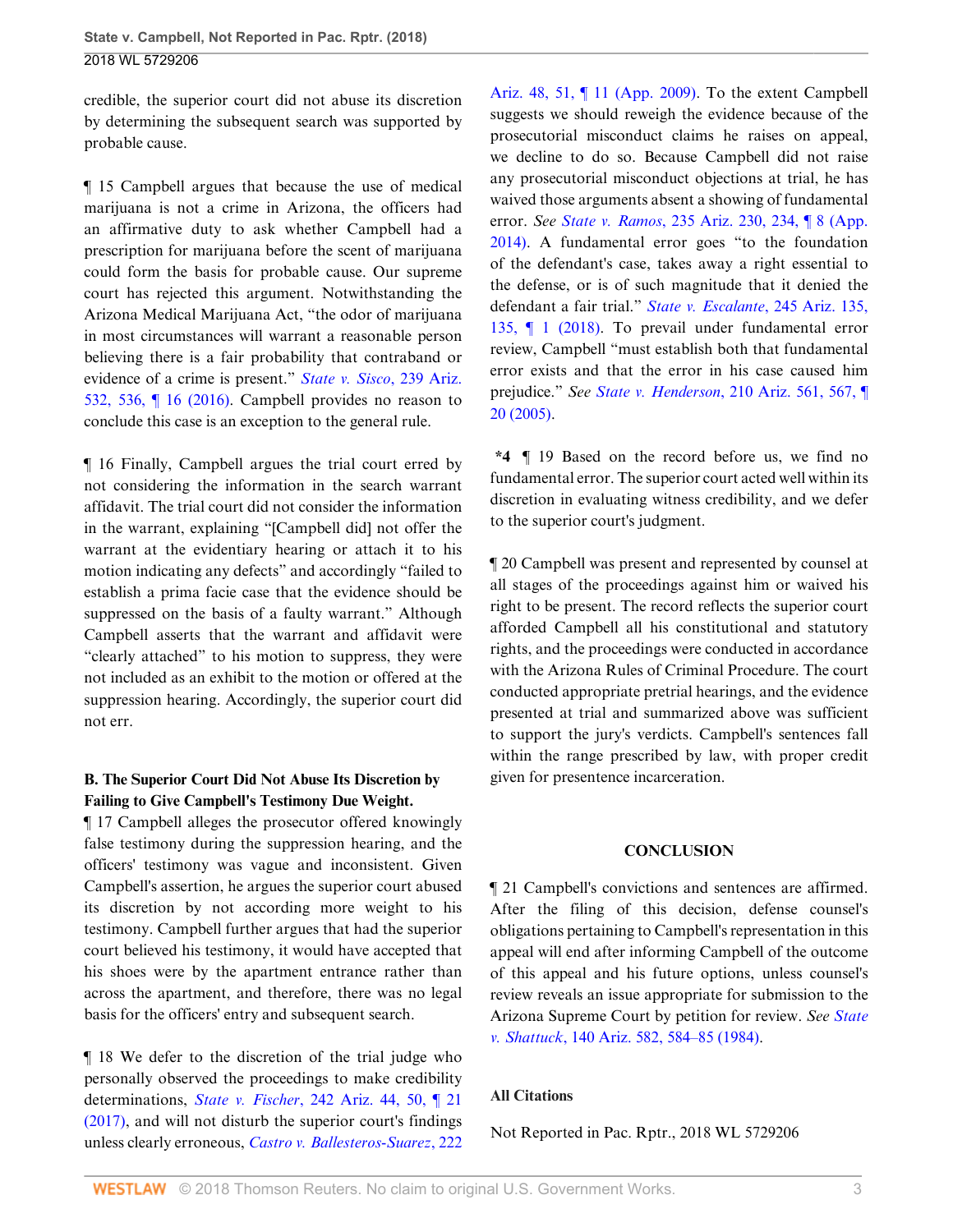credible, the superior court did not abuse its discretion by determining the subsequent search was supported by probable cause.

¶ 15 Campbell argues that because the use of medical marijuana is not a crime in Arizona, the officers had an affirmative duty to ask whether Campbell had a prescription for marijuana before the scent of marijuana could form the basis for probable cause. Our supreme court has rejected this argument. Notwithstanding the Arizona Medical Marijuana Act, "the odor of marijuana in most circumstances will warrant a reasonable person believing there is a fair probability that contraband or evidence of a crime is present." *State v. Sisco*, 239 Ariz. 532, 536, ¶ 16 (2016). Campbell provides no reason to conclude this case is an exception to the general rule.

¶ 16 Finally, Campbell argues the trial court erred by not considering the information in the search warrant affidavit. The trial court did not consider the information in the warrant, explaining "[Campbell did] not offer the warrant at the evidentiary hearing or attach it to his motion indicating any defects" and accordingly "failed to establish a prima facie case that the evidence should be suppressed on the basis of a faulty warrant." Although Campbell asserts that the warrant and affidavit were "clearly attached" to his motion to suppress, they were not included as an exhibit to the motion or offered at the suppression hearing. Accordingly, the superior court did not err.

### B. The Superior Court Did Not Abuse Its Discretion by Failing to Give Campbell's Testimony Due Weight.

¶ 17 Campbell alleges the prosecutor offered knowingly false testimony during the suppression hearing, and the officers' testimony was vague and inconsistent. Given Campbell's assertion, he argues the superior court abused its discretion by not according more weight to his testimony. Campbell further argues that had the superior court believed his testimony, it would have accepted that his shoes were by the apartment entrance rather than across the apartment, and therefore, there was no legal basis for the officers' entry and subsequent search.

¶ 18 We defer to the discretion of the trial judge who personally observed the proceedings to make credibility determinations, *State v. Fischer*, 242 Ariz. 44, 50, ¶ 21 (2017), and will not disturb the superior court's findings unless clearly erroneous, *Castro v. Ballesteros-Suarez*, 222 Ariz. 48, 51, ¶ 11 (App. 2009). To the extent Campbell suggests we should reweigh the evidence because of the prosecutorial misconduct claims he raises on appeal, we decline to do so. Because Campbell did not raise any prosecutorial misconduct objections at trial, he has waived those arguments absent a showing of fundamental error. *See State v. Ramos*, 235 Ariz. 230, 234, ¶ 8 (App. 2014). A fundamental error goes "to the foundation of the defendant's case, takes away a right essential to the defense, or is of such magnitude that it denied the defendant a fair trial." *State v. Escalante*, 245 Ariz. 135, 135, ¶ 1 (2018). To prevail under fundamental error review, Campbell "must establish both that fundamental error exists and that the error in his case caused him prejudice." *See State v. Henderson*, 210 Ariz. 561, 567, ¶ 20 (2005).

**\*4** ¶ 19 Based on the record before us, we find no fundamental error. The superior court acted well within its discretion in evaluating witness credibility, and we defer to the superior court's judgment.

¶ 20 Campbell was present and represented by counsel at all stages of the proceedings against him or waived his right to be present. The record reflects the superior court afforded Campbell all his constitutional and statutory rights, and the proceedings were conducted in accordance with the Arizona Rules of Criminal Procedure. The court conducted appropriate pretrial hearings, and the evidence presented at trial and summarized above was sufficient to support the jury's verdicts. Campbell's sentences fall within the range prescribed by law, with proper credit given for presentence incarceration.

## CONCLUSION

¶ 21 Campbell's convictions and sentences are affirmed. After the filing of this decision, defense counsel's obligations pertaining to Campbell's representation in this appeal will end after informing Campbell of the outcome of this appeal and his future options, unless counsel's review reveals an issue appropriate for submission to the Arizona Supreme Court by petition for review. *See State v. Shattuck*, 140 Ariz. 582, 584–85 (1984).

**All Citations**

Not Reported in Pac. Rptr., 2018 WL 5729206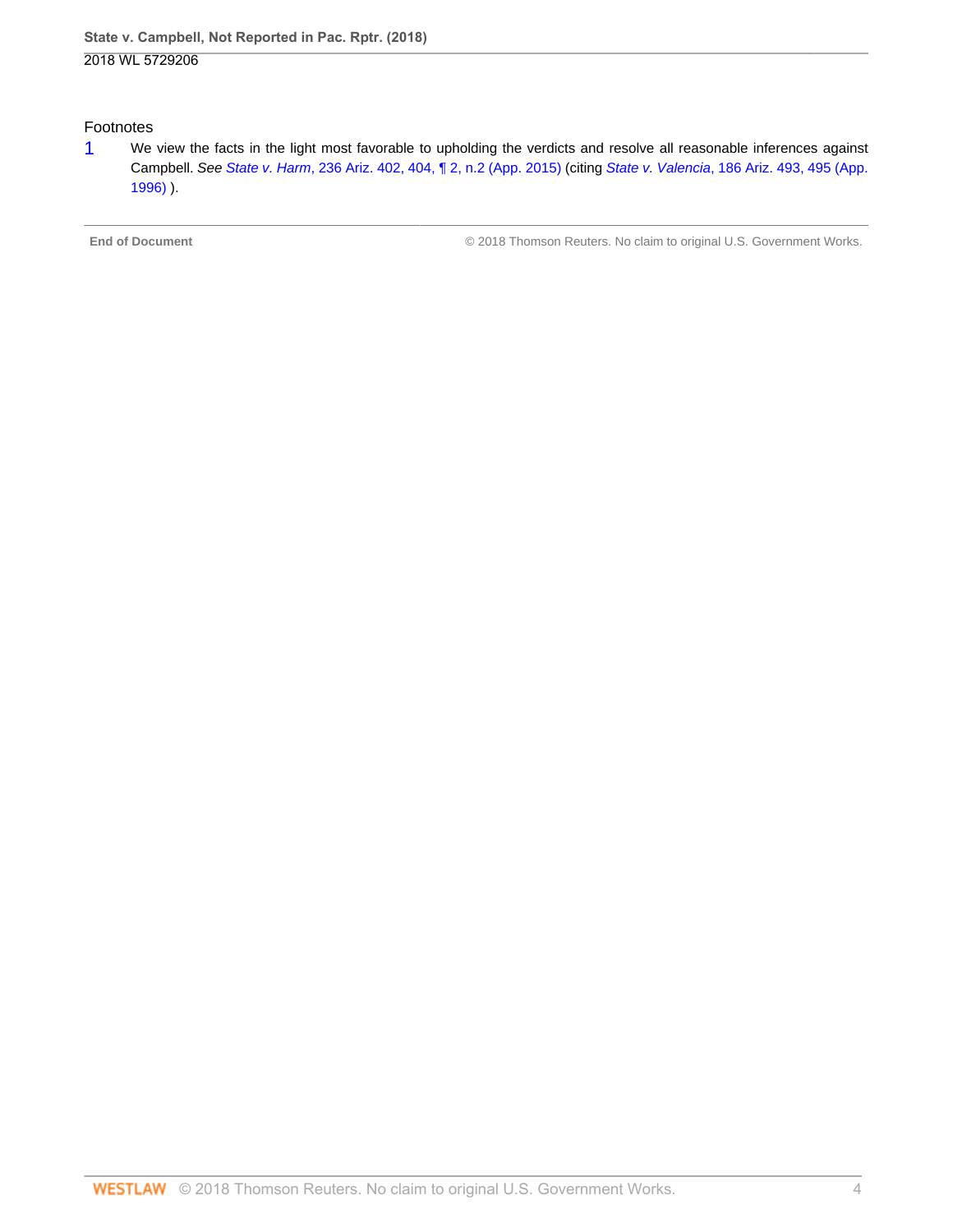Footnotes

1 We view the facts in the light most favorable to upholding the verdicts and resolve all reasonable inferences against Campbell. *See State v. Harm*, 236 Ariz. 402, 404, ¶ 2, n.2 (App. 2015) (citing *State v. Valencia*, 186 Ariz. 493, 495 (App. 1996) ).

**End of Document** © 2018 Thomson Reuters. No claim to original U.S. Government Works.